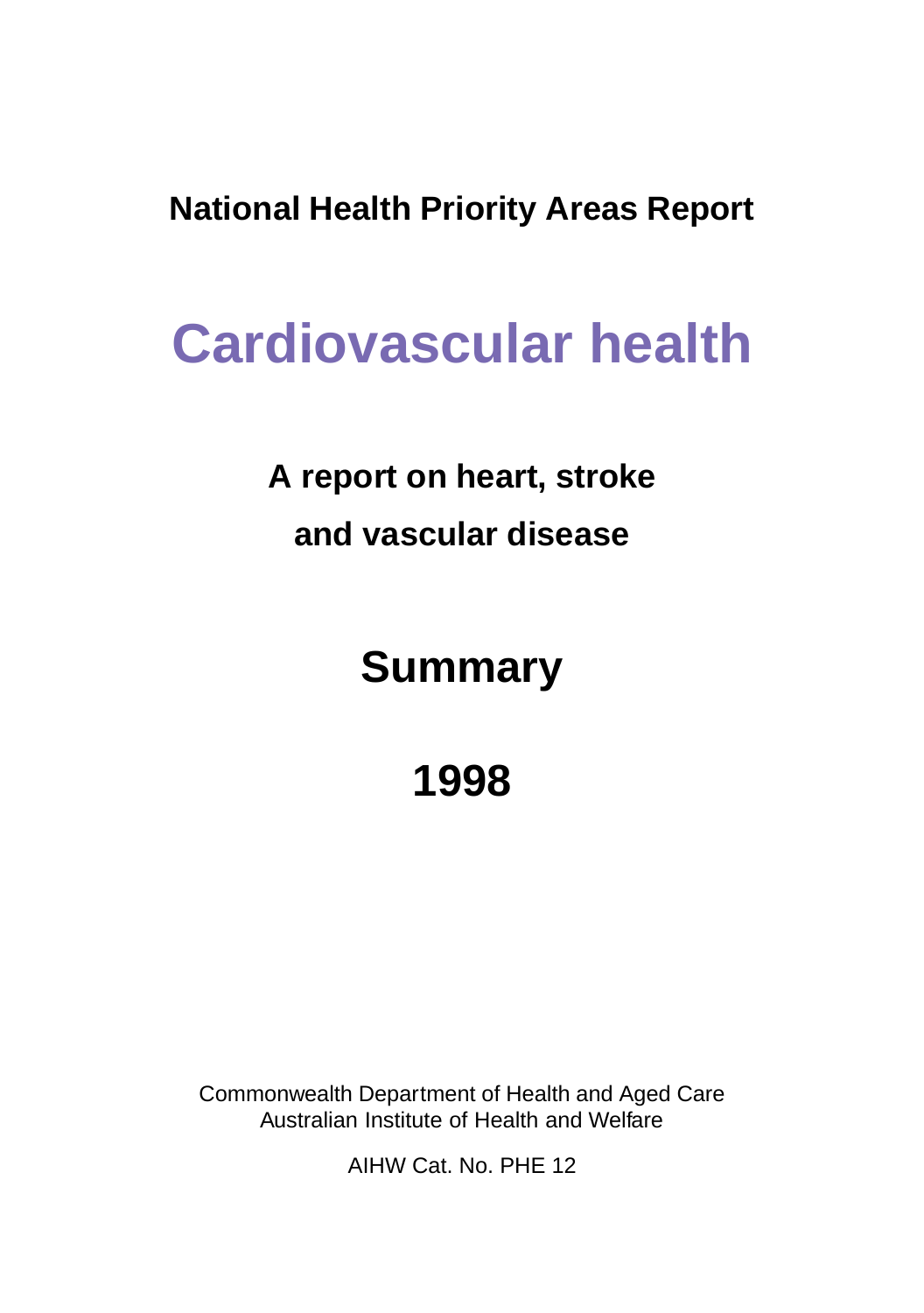**National Health Priority Areas Report**

# Cardiovascular health

## A report on heart, stroke and vascular disease

## Summary

## 1998

Commonwealth Department of Health and Aged Care
Australian Institute of Health and Welfare

AIHW Cat. No. PHE 12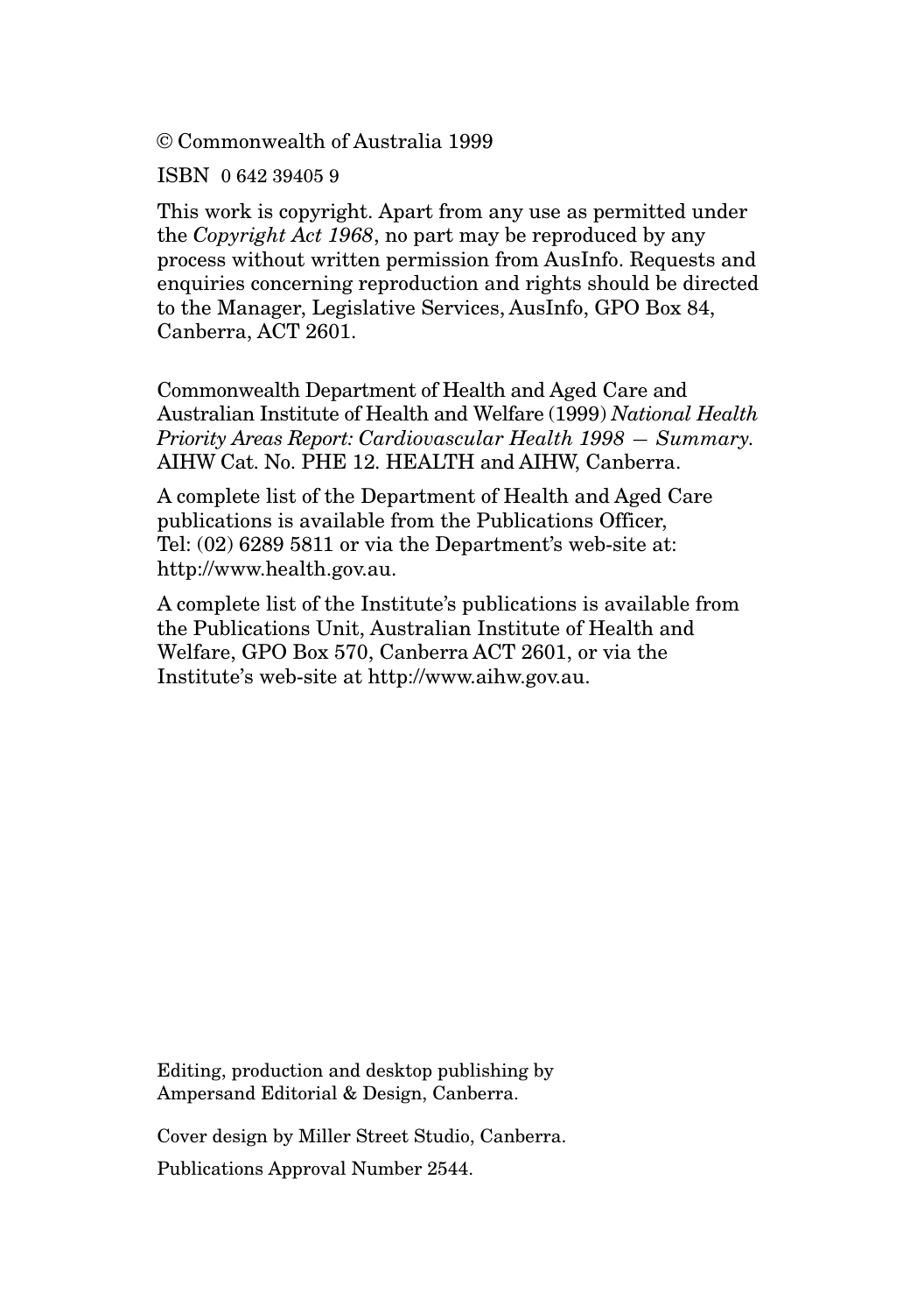© Commonwealth of Australia 1999

ISBN 0 642 39405 9

This work is copyright. Apart from any use as permitted under the *Copyright Act 1968*, no part may be reproduced by any process without written permission from AusInfo. Requests and enquiries concerning reproduction and rights should be directed to the Manager, Legislative Services, AusInfo, GPO Box 84, Canberra, ACT 2601.

Commonwealth Department of Health and Aged Care and Australian Institute of Health and Welfare (1999) *National Health Priority Areas Report: Cardiovascular Health 1998 — Summary.* AIHW Cat. No. PHE 12. HEALTH and AIHW, Canberra.

A complete list of the Department of Health and Aged Care publications is available from the Publications Officer, Tel: (02) 6289 5811 or via the Department's web-site at: http://www.health.gov.au.

A complete list of the Institute's publications is available from the Publications Unit, Australian Institute of Health and Welfare, GPO Box 570, Canberra ACT 2601, or via the Institute's web-site at http://www.aihw.gov.au.

Editing, production and desktop publishing by Ampersand Editorial & Design, Canberra.

Cover design by Miller Street Studio, Canberra.

Publications Approval Number 2544.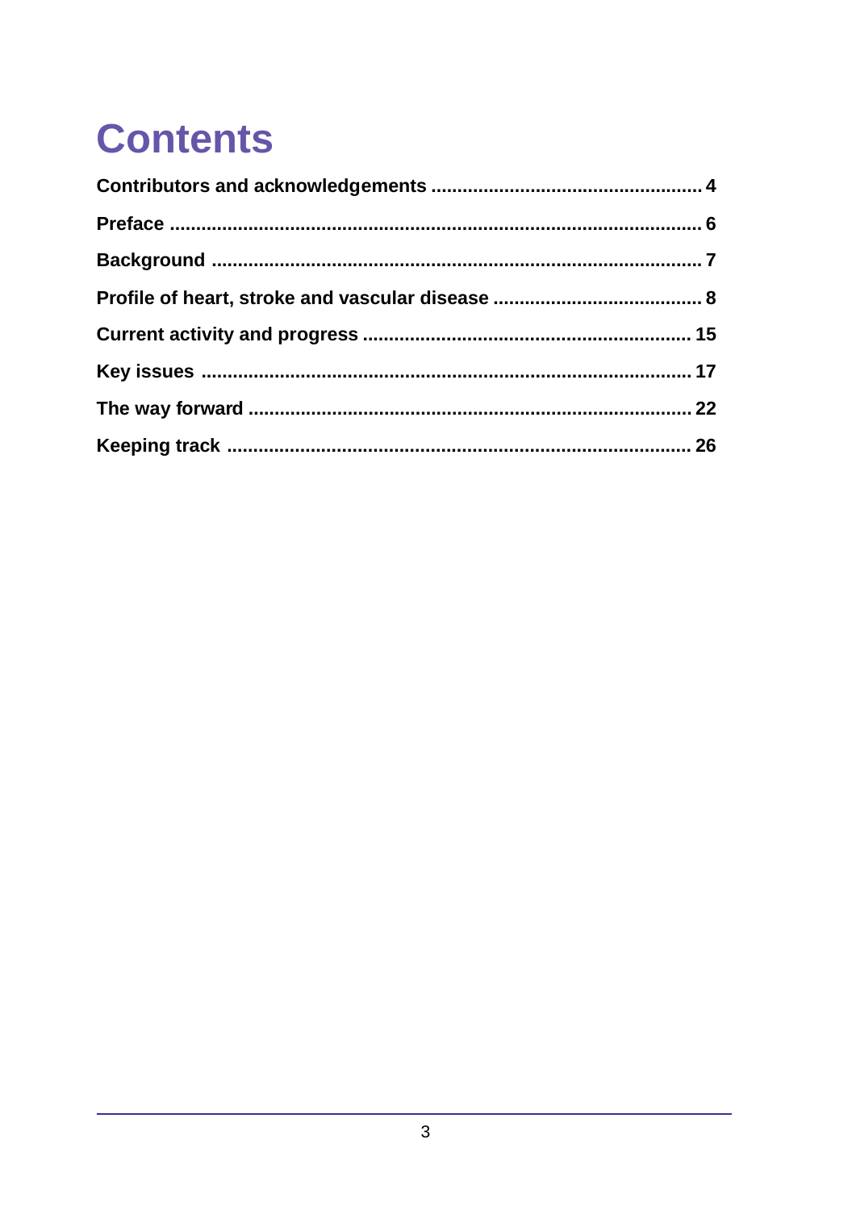# Contents

Contributors and acknowledgements .................................................. 4

Preface .................................................................................................. 6

Background .......................................................................................... 7

Profile of heart, stroke and vascular disease ....................................... 8

Current activity and progress ............................................................ 15

Key issues .......................................................................................... 17

The way forward ................................................................................ 22

Keeping track ...................................................................................... 26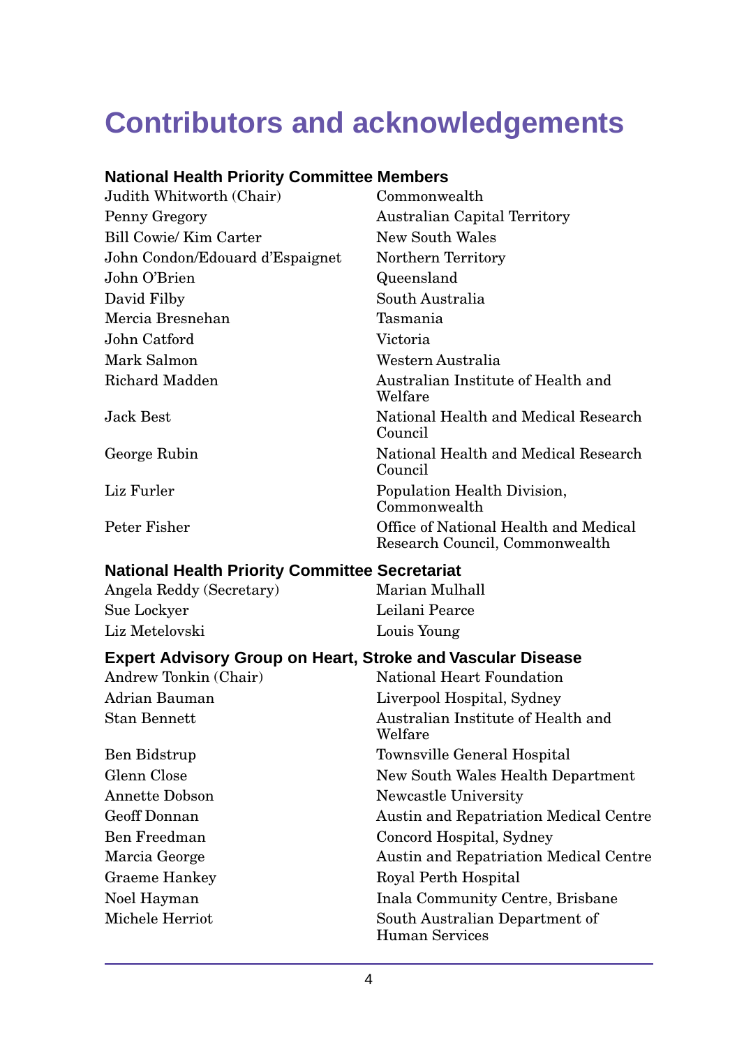# Contributors and acknowledgements

### National Health Priority Committee Members

| | |
|---|---|
| Judith Whitworth (Chair) | Commonwealth |
| Penny Gregory | Australian Capital Territory |
| Bill Cowie/ Kim Carter | New South Wales |
| John Condon/Edouard d'Espaignet | Northern Territory |
| John O'Brien | Queensland |
| David Filby | South Australia |
| Mercia Bresnehan | Tasmania |
| John Catford | Victoria |
| Mark Salmon | Western Australia |
| Richard Madden | Australian Institute of Health and Welfare |
| Jack Best | National Health and Medical Research Council |
| George Rubin | National Health and Medical Research Council |
| Liz Furler | Population Health Division, Commonwealth |
| Peter Fisher | Office of National Health and Medical Research Council, Commonwealth |

### National Health Priority Committee Secretariat

| | |
|---|---|
| Angela Reddy (Secretary) | Marian Mulhall |
| Sue Lockyer | Leilani Pearce |
| Liz Metelovski | Louis Young |

### Expert Advisory Group on Heart, Stroke and Vascular Disease

| | |
|---|---|
| Andrew Tonkin (Chair) | National Heart Foundation |
| Adrian Bauman | Liverpool Hospital, Sydney |
| Stan Bennett | Australian Institute of Health and Welfare |
| Ben Bidstrup | Townsville General Hospital |
| Glenn Close | New South Wales Health Department |
| Annette Dobson | Newcastle University |
| Geoff Donnan | Austin and Repatriation Medical Centre |
| Ben Freedman | Concord Hospital, Sydney |
| Marcia George | Austin and Repatriation Medical Centre |
| Graeme Hankey | Royal Perth Hospital |
| Noel Hayman | Inala Community Centre, Brisbane |
| Michele Herriot | South Australian Department of Human Services |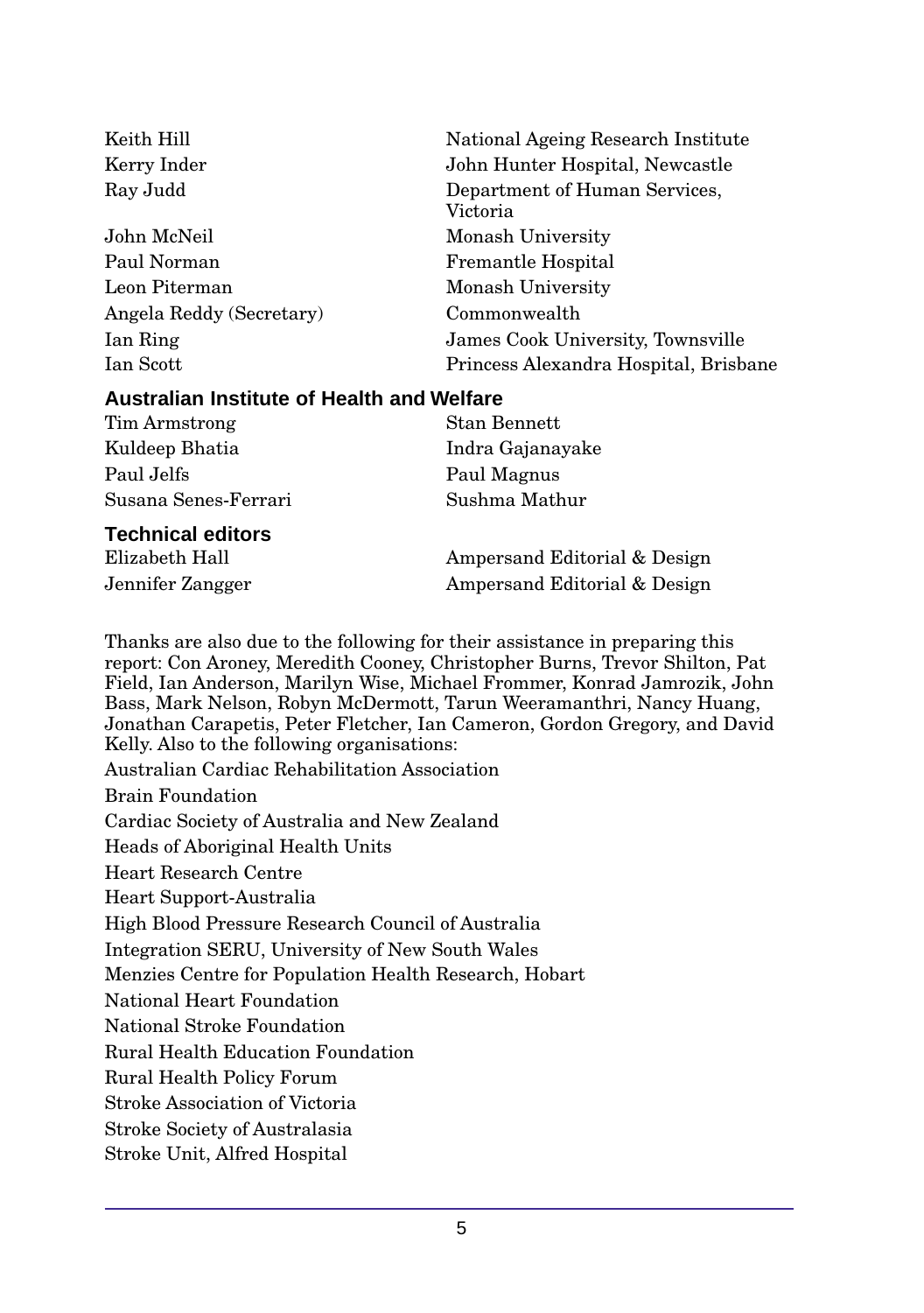| | |
|---|---|
| Keith Hill | National Ageing Research Institute |
| Kerry Inder | John Hunter Hospital, Newcastle |
| Ray Judd | Department of Human Services, Victoria |
| John McNeil | Monash University |
| Paul Norman | Fremantle Hospital |
| Leon Piterman | Monash University |
| Angela Reddy (Secretary) | Commonwealth |
| Ian Ring | James Cook University, Townsville |
| Ian Scott | Princess Alexandra Hospital, Brisbane |

## Australian Institute of Health and Welfare

| | |
|---|---|
| Tim Armstrong | Stan Bennett |
| Kuldeep Bhatia | Indra Gajanayake |
| Paul Jelfs | Paul Magnus |
| Susana Senes-Ferrari | Sushma Mathur |

## Technical editors

| | |
|---|---|
| Elizabeth Hall | Ampersand Editorial & Design |
| Jennifer Zangger | Ampersand Editorial & Design |

Thanks are also due to the following for their assistance in preparing this report: Con Aroney, Meredith Cooney, Christopher Burns, Trevor Shilton, Pat Field, Ian Anderson, Marilyn Wise, Michael Frommer, Konrad Jamrozik, John Bass, Mark Nelson, Robyn McDermott, Tarun Weeramanthri, Nancy Huang, Jonathan Carapetis, Peter Fletcher, Ian Cameron, Gordon Gregory, and David Kelly. Also to the following organisations:

Australian Cardiac Rehabilitation Association

Brain Foundation

Cardiac Society of Australia and New Zealand

Heads of Aboriginal Health Units

Heart Research Centre

Heart Support-Australia

High Blood Pressure Research Council of Australia

Integration SERU, University of New South Wales

Menzies Centre for Population Health Research, Hobart

National Heart Foundation

National Stroke Foundation

Rural Health Education Foundation

Rural Health Policy Forum

Stroke Association of Victoria

Stroke Society of Australasia

Stroke Unit, Alfred Hospital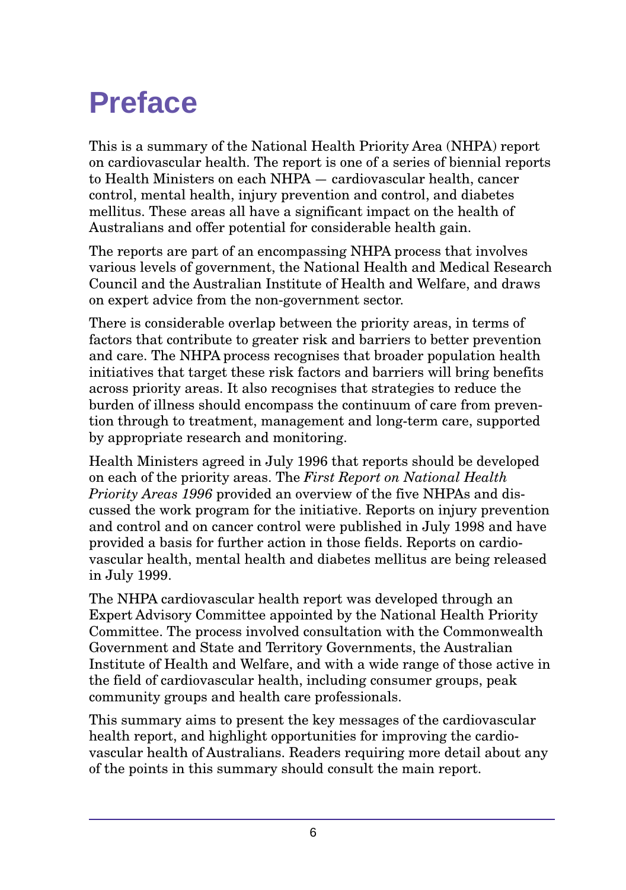# Preface

This is a summary of the National Health Priority Area (NHPA) report on cardiovascular health. The report is one of a series of biennial reports to Health Ministers on each NHPA — cardiovascular health, cancer control, mental health, injury prevention and control, and diabetes mellitus. These areas all have a significant impact on the health of Australians and offer potential for considerable health gain.

The reports are part of an encompassing NHPA process that involves various levels of government, the National Health and Medical Research Council and the Australian Institute of Health and Welfare, and draws on expert advice from the non-government sector.

There is considerable overlap between the priority areas, in terms of factors that contribute to greater risk and barriers to better prevention and care. The NHPA process recognises that broader population health initiatives that target these risk factors and barriers will bring benefits across priority areas. It also recognises that strategies to reduce the burden of illness should encompass the continuum of care from prevention through to treatment, management and long-term care, supported by appropriate research and monitoring.

Health Ministers agreed in July 1996 that reports should be developed on each of the priority areas. The *First Report on National Health Priority Areas 1996* provided an overview of the five NHPAs and discussed the work program for the initiative. Reports on injury prevention and control and on cancer control were published in July 1998 and have provided a basis for further action in those fields. Reports on cardiovascular health, mental health and diabetes mellitus are being released in July 1999.

The NHPA cardiovascular health report was developed through an Expert Advisory Committee appointed by the National Health Priority Committee. The process involved consultation with the Commonwealth Government and State and Territory Governments, the Australian Institute of Health and Welfare, and with a wide range of those active in the field of cardiovascular health, including consumer groups, peak community groups and health care professionals.

This summary aims to present the key messages of the cardiovascular health report, and highlight opportunities for improving the cardiovascular health of Australians. Readers requiring more detail about any of the points in this summary should consult the main report.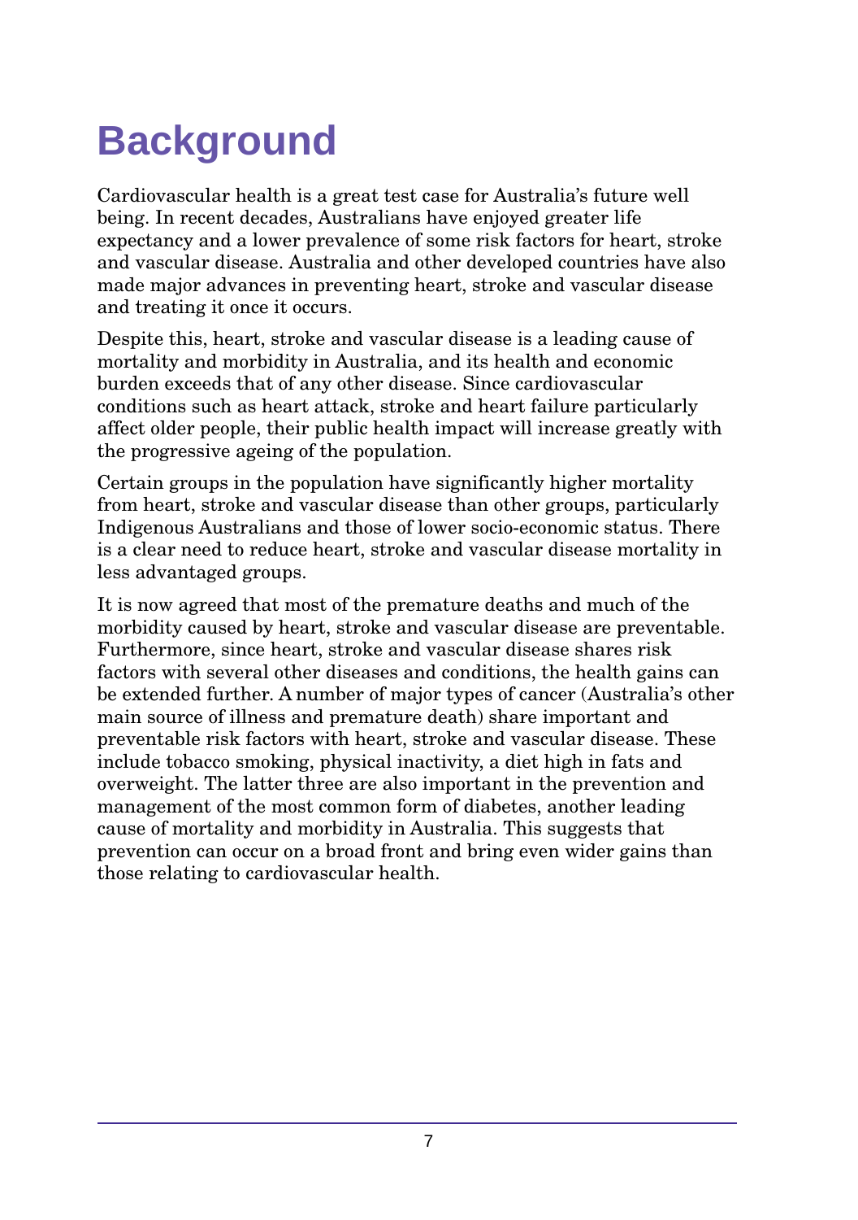# Background

Cardiovascular health is a great test case for Australia's future well being. In recent decades, Australians have enjoyed greater life expectancy and a lower prevalence of some risk factors for heart, stroke and vascular disease. Australia and other developed countries have also made major advances in preventing heart, stroke and vascular disease and treating it once it occurs.

Despite this, heart, stroke and vascular disease is a leading cause of mortality and morbidity in Australia, and its health and economic burden exceeds that of any other disease. Since cardiovascular conditions such as heart attack, stroke and heart failure particularly affect older people, their public health impact will increase greatly with the progressive ageing of the population.

Certain groups in the population have significantly higher mortality from heart, stroke and vascular disease than other groups, particularly Indigenous Australians and those of lower socio-economic status. There is a clear need to reduce heart, stroke and vascular disease mortality in less advantaged groups.

It is now agreed that most of the premature deaths and much of the morbidity caused by heart, stroke and vascular disease are preventable. Furthermore, since heart, stroke and vascular disease shares risk factors with several other diseases and conditions, the health gains can be extended further. A number of major types of cancer (Australia's other main source of illness and premature death) share important and preventable risk factors with heart, stroke and vascular disease. These include tobacco smoking, physical inactivity, a diet high in fats and overweight. The latter three are also important in the prevention and management of the most common form of diabetes, another leading cause of mortality and morbidity in Australia. This suggests that prevention can occur on a broad front and bring even wider gains than those relating to cardiovascular health.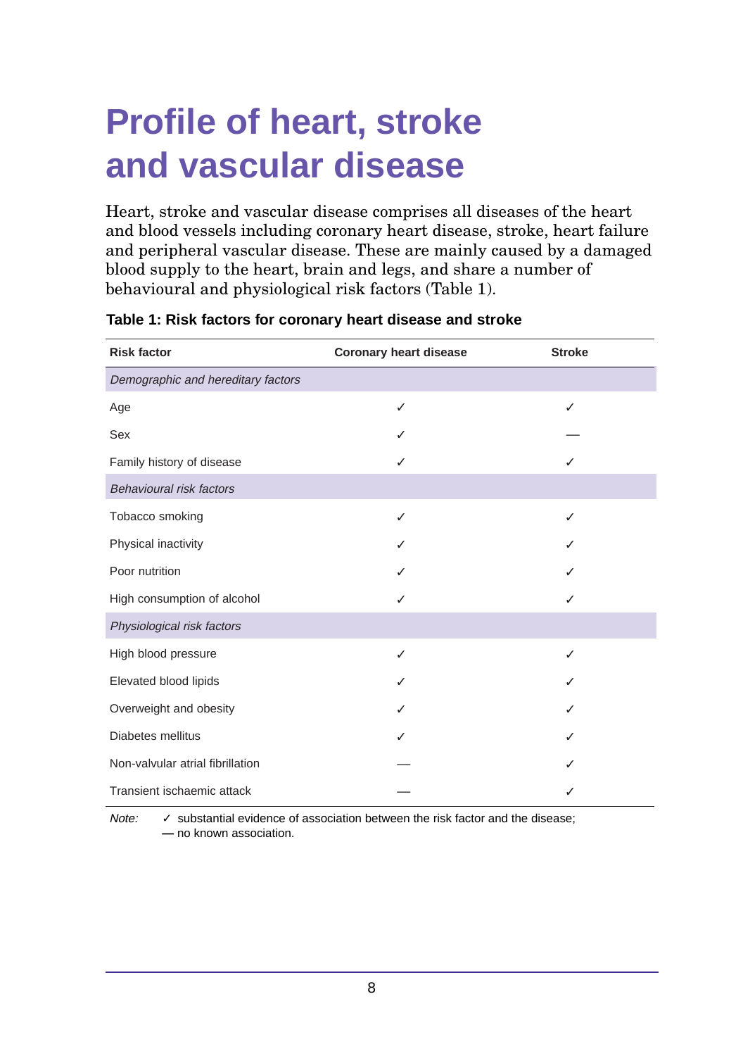# Profile of heart, stroke and vascular disease

Heart, stroke and vascular disease comprises all diseases of the heart and blood vessels including coronary heart disease, stroke, heart failure and peripheral vascular disease. These are mainly caused by a damaged blood supply to the heart, brain and legs, and share a number of behavioural and physiological risk factors (Table 1).

**Table 1: Risk factors for coronary heart disease and stroke**

| Risk factor | Coronary heart disease | Stroke |
|---|---|---|
| *Demographic and hereditary factors* | | |
| Age | ✓ | ✓ |
| Sex | ✓ | — |
| Family history of disease | ✓ | ✓ |
| *Behavioural risk factors* | | |
| Tobacco smoking | ✓ | ✓ |
| Physical inactivity | ✓ | ✓ |
| Poor nutrition | ✓ | ✓ |
| High consumption of alcohol | ✓ | ✓ |
| *Physiological risk factors* | | |
| High blood pressure | ✓ | ✓ |
| Elevated blood lipids | ✓ | ✓ |
| Overweight and obesity | ✓ | ✓ |
| Diabetes mellitus | ✓ | ✓ |
| Non-valvular atrial fibrillation | — | ✓ |
| Transient ischaemic attack | — | ✓ |

*Note:* ✓ substantial evidence of association between the risk factor and the disease;
— no known association.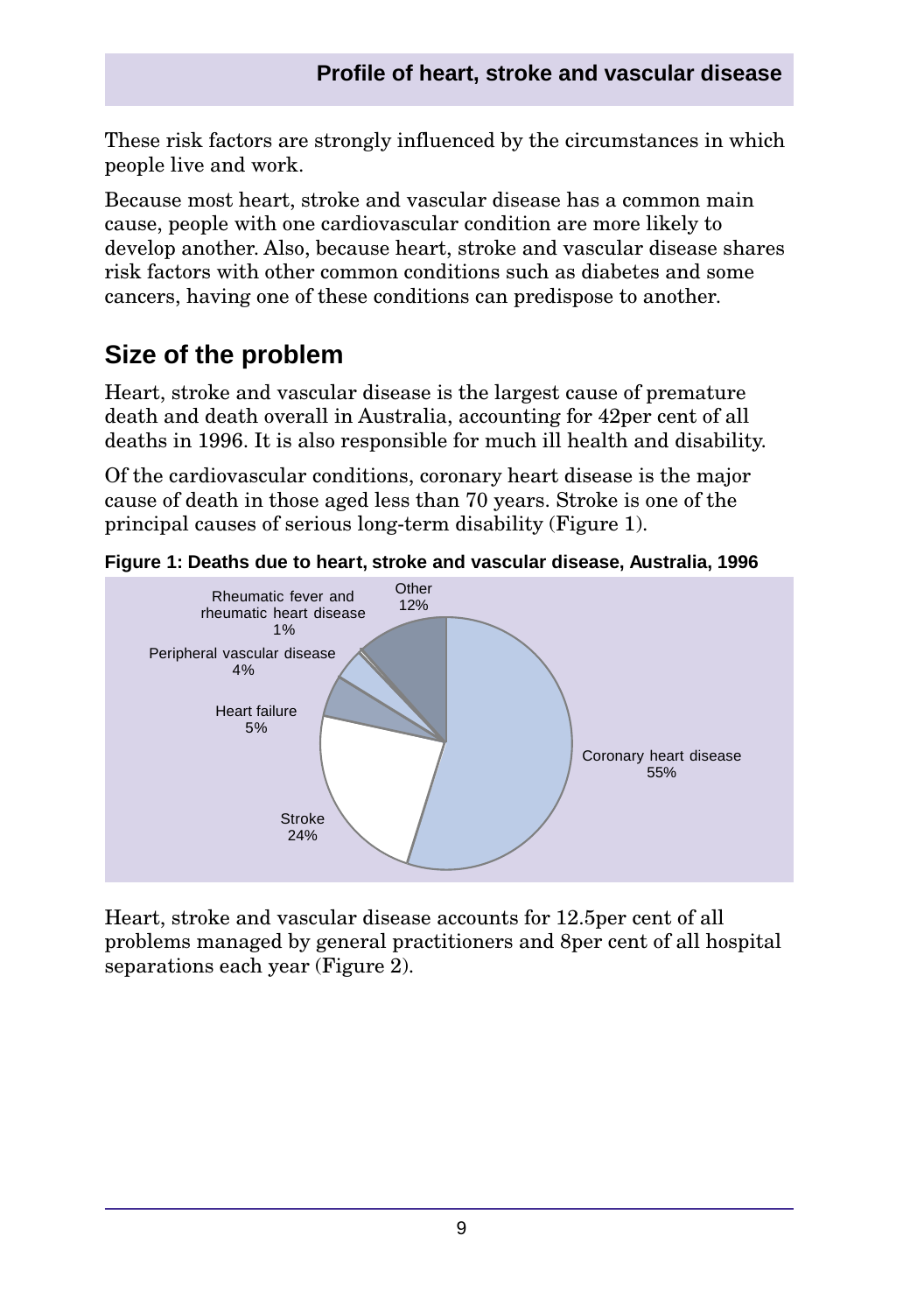These risk factors are strongly influenced by the circumstances in which people live and work.

Because most heart, stroke and vascular disease has a common main cause, people with one cardiovascular condition are more likely to develop another. Also, because heart, stroke and vascular disease shares risk factors with other common conditions such as diabetes and some cancers, having one of these conditions can predispose to another.

## Size of the problem

Heart, stroke and vascular disease is the largest cause of premature death and death overall in Australia, accounting for 42per cent of all deaths in 1996. It is also responsible for much ill health and disability.

Of the cardiovascular conditions, coronary heart disease is the major cause of death in those aged less than 70 years. Stroke is one of the principal causes of serious long-term disability (Figure 1).

**Figure 1: Deaths due to heart, stroke and vascular disease, Australia, 1996**

| Condition | Per cent |
| --- | --- |
| Coronary heart disease | 55% |
| Stroke | 24% |
| Heart failure | 5% |
| Peripheral vascular disease | 4% |
| Rheumatic fever and rheumatic heart disease | 1% |
| Other | 12% |

Heart, stroke and vascular disease accounts for 12.5per cent of all problems managed by general practitioners and 8per cent of all hospital separations each year (Figure 2).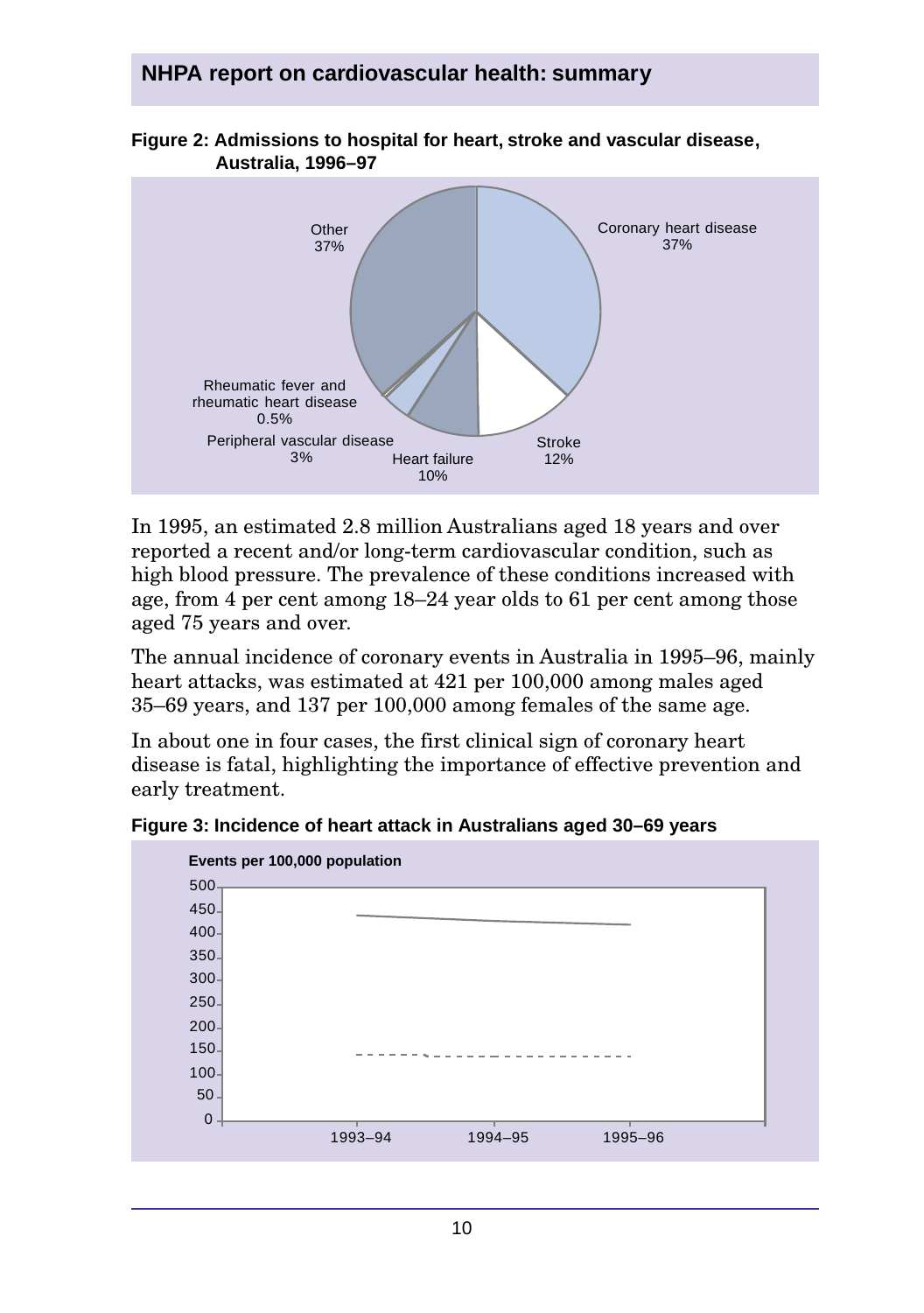## NHPA report on cardiovascular health: summary

**Figure 2: Admissions to hospital for heart, stroke and vascular disease, Australia, 1996–97**

Coronary heart disease 37%
Stroke 12%
Heart failure 10%
Peripheral vascular disease 3%
Rheumatic fever and rheumatic heart disease 0.5%
Other 37%

In 1995, an estimated 2.8 million Australians aged 18 years and over reported a recent and/or long-term cardiovascular condition, such as high blood pressure. The prevalence of these conditions increased with age, from 4 per cent among 18–24 year olds to 61 per cent among those aged 75 years and over.

The annual incidence of coronary events in Australia in 1995–96, mainly heart attacks, was estimated at 421 per 100,000 among males aged 35–69 years, and 137 per 100,000 among females of the same age.

In about one in four cases, the first clinical sign of coronary heart disease is fatal, highlighting the importance of effective prevention and early treatment.

**Figure 3: Incidence of heart attack in Australians aged 30–69 years**

Events per 100,000 population

1993–94, 1994–95, 1995–96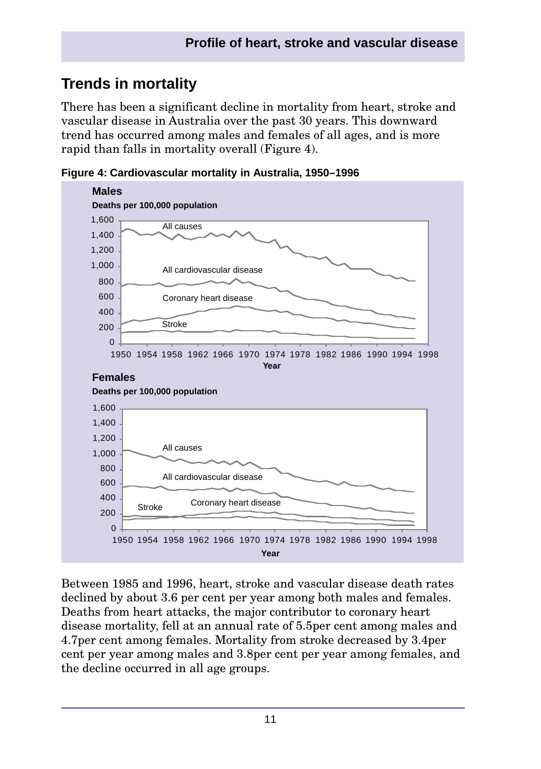## Trends in mortality

There has been a significant decline in mortality from heart, stroke and vascular disease in Australia over the past 30 years. This downward trend has occurred among males and females of all ages, and is more rapid than falls in mortality overall (Figure 4).

**Figure 4: Cardiovascular mortality in Australia, 1950–1996**

Between 1985 and 1996, heart, stroke and vascular disease death rates declined by about 3.6 per cent per year among both males and females. Deaths from heart attacks, the major contributor to coronary heart disease mortality, fell at an annual rate of 5.5per cent among males and 4.7per cent among females. Mortality from stroke decreased by 3.4per cent per year among males and 3.8per cent per year among females, and the decline occurred in all age groups.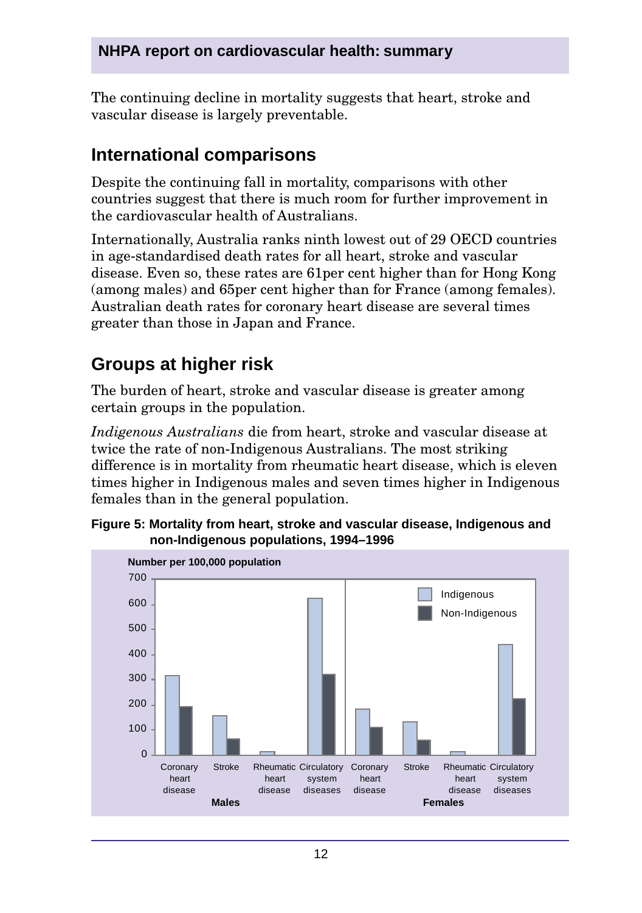The continuing decline in mortality suggests that heart, stroke and vascular disease is largely preventable.

## International comparisons

Despite the continuing fall in mortality, comparisons with other countries suggest that there is much room for further improvement in the cardiovascular health of Australians.

Internationally, Australia ranks ninth lowest out of 29 OECD countries in age-standardised death rates for all heart, stroke and vascular disease. Even so, these rates are 61per cent higher than for Hong Kong (among males) and 65per cent higher than for France (among females). Australian death rates for coronary heart disease are several times greater than those in Japan and France.

## Groups at higher risk

The burden of heart, stroke and vascular disease is greater among certain groups in the population.

*Indigenous Australians* die from heart, stroke and vascular disease at twice the rate of non-Indigenous Australians. The most striking difference is in mortality from rheumatic heart disease, which is eleven times higher in Indigenous males and seven times higher in Indigenous females than in the general population.

**Figure 5: Mortality from heart, stroke and vascular disease, Indigenous and non-Indigenous populations, 1994–1996**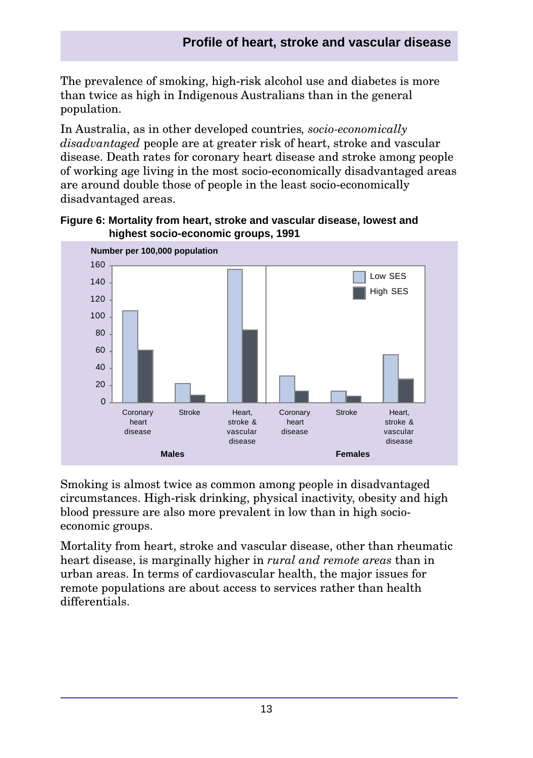The prevalence of smoking, high-risk alcohol use and diabetes is more than twice as high in Indigenous Australians than in the general population.

In Australia, as in other developed countries, *socio-economically disadvantaged* people are at greater risk of heart, stroke and vascular disease. Death rates for coronary heart disease and stroke among people of working age living in the most socio-economically disadvantaged areas are around double those of people in the least socio-economically disadvantaged areas.

**Figure 6: Mortality from heart, stroke and vascular disease, lowest and highest socio-economic groups, 1991**

Smoking is almost twice as common among people in disadvantaged circumstances. High-risk drinking, physical inactivity, obesity and high blood pressure are also more prevalent in low than in high socio-economic groups.

Mortality from heart, stroke and vascular disease, other than rheumatic heart disease, is marginally higher in *rural and remote areas* than in urban areas. In terms of cardiovascular health, the major issues for remote populations are about access to services rather than health differentials.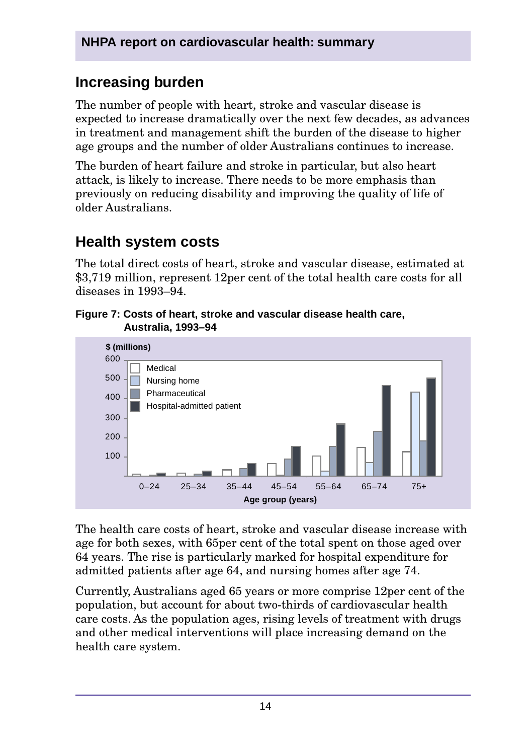## Increasing burden

The number of people with heart, stroke and vascular disease is expected to increase dramatically over the next few decades, as advances in treatment and management shift the burden of the disease to higher age groups and the number of older Australians continues to increase.

The burden of heart failure and stroke in particular, but also heart attack, is likely to increase. There needs to be more emphasis than previously on reducing disability and improving the quality of life of older Australians.

## Health system costs

The total direct costs of heart, stroke and vascular disease, estimated at $3,719 million, represent 12per cent of the total health care costs for all diseases in 1993–94.

**Figure 7: Costs of heart, stroke and vascular disease health care, Australia, 1993–94**

The health care costs of heart, stroke and vascular disease increase with age for both sexes, with 65per cent of the total spent on those aged over 64 years. The rise is particularly marked for hospital expenditure for admitted patients after age 64, and nursing homes after age 74.

Currently, Australians aged 65 years or more comprise 12per cent of the population, but account for about two-thirds of cardiovascular health care costs. As the population ages, rising levels of treatment with drugs and other medical interventions will place increasing demand on the health care system.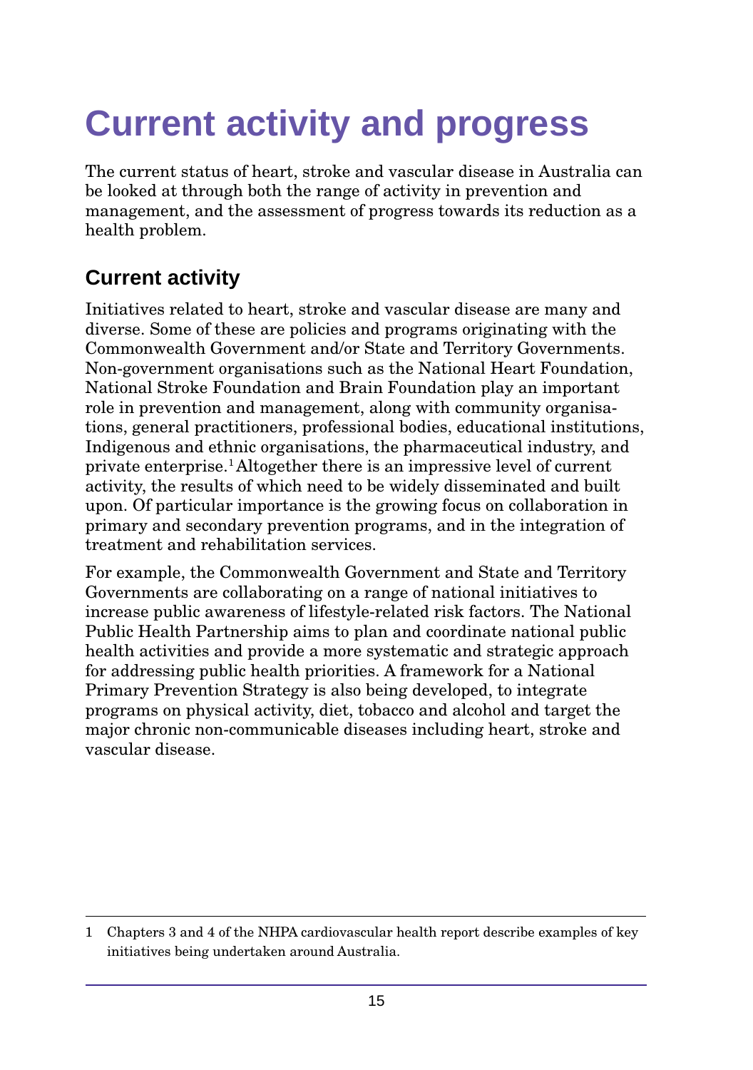# Current activity and progress

The current status of heart, stroke and vascular disease in Australia can be looked at through both the range of activity in prevention and management, and the assessment of progress towards its reduction as a health problem.

## Current activity

Initiatives related to heart, stroke and vascular disease are many and diverse. Some of these are policies and programs originating with the Commonwealth Government and/or State and Territory Governments. Non-government organisations such as the National Heart Foundation, National Stroke Foundation and Brain Foundation play an important role in prevention and management, along with community organisations, general practitioners, professional bodies, educational institutions, Indigenous and ethnic organisations, the pharmaceutical industry, and private enterprise.[1] Altogether there is an impressive level of current activity, the results of which need to be widely disseminated and built upon. Of particular importance is the growing focus on collaboration in primary and secondary prevention programs, and in the integration of treatment and rehabilitation services.

For example, the Commonwealth Government and State and Territory Governments are collaborating on a range of national initiatives to increase public awareness of lifestyle-related risk factors. The National Public Health Partnership aims to plan and coordinate national public health activities and provide a more systematic and strategic approach for addressing public health priorities. A framework for a National Primary Prevention Strategy is also being developed, to integrate programs on physical activity, diet, tobacco and alcohol and target the major chronic non-communicable diseases including heart, stroke and vascular disease.

---

1 Chapters 3 and 4 of the NHPA cardiovascular health report describe examples of key initiatives being undertaken around Australia.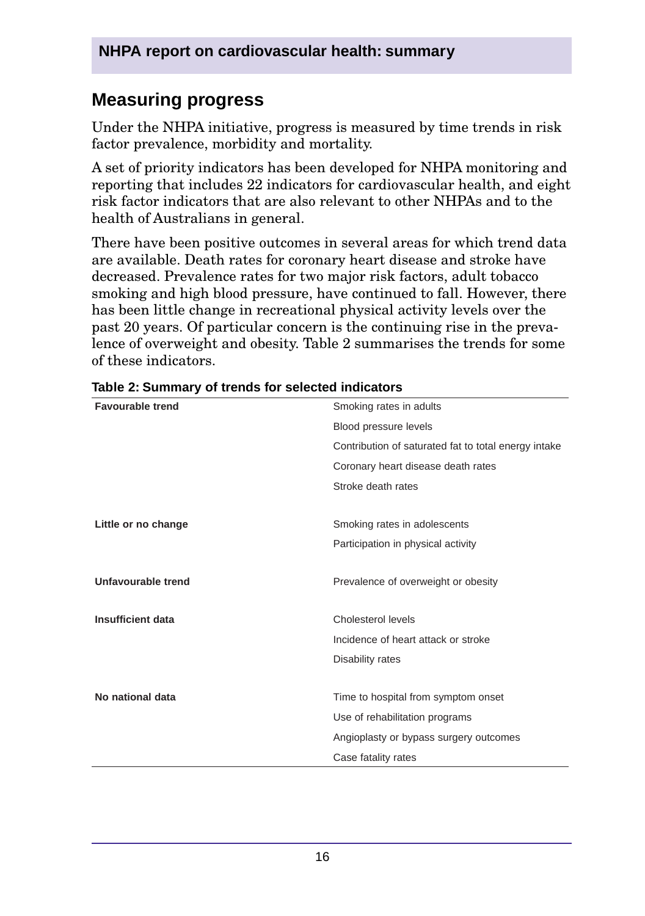## Measuring progress

Under the NHPA initiative, progress is measured by time trends in risk factor prevalence, morbidity and mortality.

A set of priority indicators has been developed for NHPA monitoring and reporting that includes 22 indicators for cardiovascular health, and eight risk factor indicators that are also relevant to other NHPAs and to the health of Australians in general.

There have been positive outcomes in several areas for which trend data are available. Death rates for coronary heart disease and stroke have decreased. Prevalence rates for two major risk factors, adult tobacco smoking and high blood pressure, have continued to fall. However, there has been little change in recreational physical activity levels over the past 20 years. Of particular concern is the continuing rise in the prevalence of overweight and obesity. Table 2 summarises the trends for some of these indicators.

**Table 2: Summary of trends for selected indicators**

| | |
|---|---|
| **Favourable trend** | Smoking rates in adults |
| | Blood pressure levels |
| | Contribution of saturated fat to total energy intake |
| | Coronary heart disease death rates |
| | Stroke death rates |
| **Little or no change** | Smoking rates in adolescents |
| | Participation in physical activity |
| **Unfavourable trend** | Prevalence of overweight or obesity |
| **Insufficient data** | Cholesterol levels |
| | Incidence of heart attack or stroke |
| | Disability rates |
| **No national data** | Time to hospital from symptom onset |
| | Use of rehabilitation programs |
| | Angioplasty or bypass surgery outcomes |
| | Case fatality rates |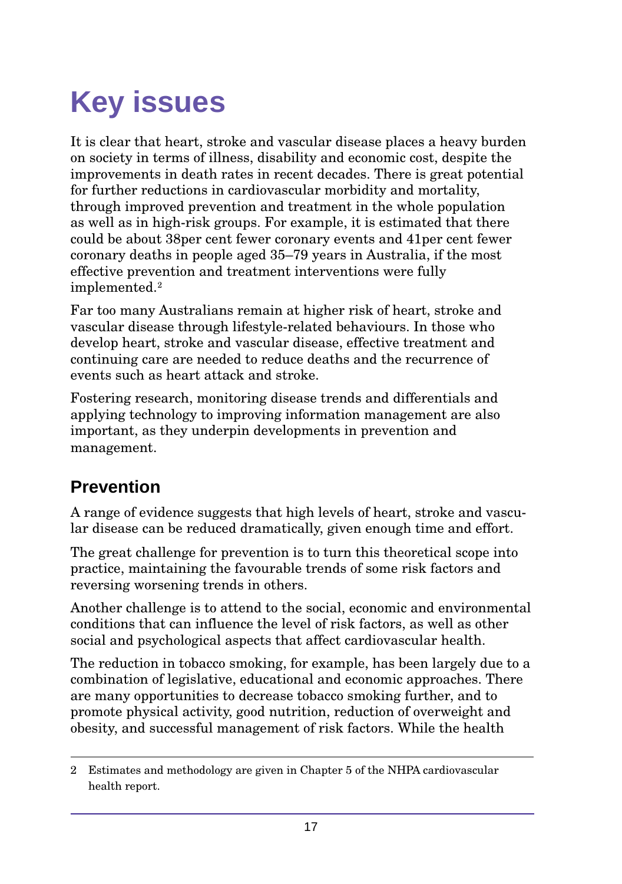# Key issues

It is clear that heart, stroke and vascular disease places a heavy burden on society in terms of illness, disability and economic cost, despite the improvements in death rates in recent decades. There is great potential for further reductions in cardiovascular morbidity and mortality, through improved prevention and treatment in the whole population as well as in high-risk groups. For example, it is estimated that there could be about 38per cent fewer coronary events and 41per cent fewer coronary deaths in people aged 35–79 years in Australia, if the most effective prevention and treatment interventions were fully implemented.[2]

Far too many Australians remain at higher risk of heart, stroke and vascular disease through lifestyle-related behaviours. In those who develop heart, stroke and vascular disease, effective treatment and continuing care are needed to reduce deaths and the recurrence of events such as heart attack and stroke.

Fostering research, monitoring disease trends and differentials and applying technology to improving information management are also important, as they underpin developments in prevention and management.

## Prevention

A range of evidence suggests that high levels of heart, stroke and vascular disease can be reduced dramatically, given enough time and effort.

The great challenge for prevention is to turn this theoretical scope into practice, maintaining the favourable trends of some risk factors and reversing worsening trends in others.

Another challenge is to attend to the social, economic and environmental conditions that can influence the level of risk factors, as well as other social and psychological aspects that affect cardiovascular health.

The reduction in tobacco smoking, for example, has been largely due to a combination of legislative, educational and economic approaches. There are many opportunities to decrease tobacco smoking further, and to promote physical activity, good nutrition, reduction of overweight and obesity, and successful management of risk factors. While the health

---

2 Estimates and methodology are given in Chapter 5 of the NHPA cardiovascular health report.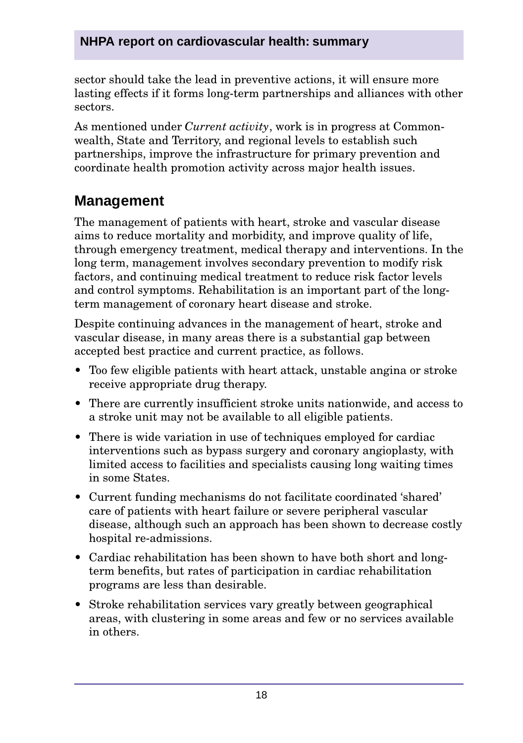sector should take the lead in preventive actions, it will ensure more lasting effects if it forms long-term partnerships and alliances with other sectors.

As mentioned under *Current activity*, work is in progress at Commonwealth, State and Territory, and regional levels to establish such partnerships, improve the infrastructure for primary prevention and coordinate health promotion activity across major health issues.

## Management

The management of patients with heart, stroke and vascular disease aims to reduce mortality and morbidity, and improve quality of life, through emergency treatment, medical therapy and interventions. In the long term, management involves secondary prevention to modify risk factors, and continuing medical treatment to reduce risk factor levels and control symptoms. Rehabilitation is an important part of the long-term management of coronary heart disease and stroke.

Despite continuing advances in the management of heart, stroke and vascular disease, in many areas there is a substantial gap between accepted best practice and current practice, as follows.

- Too few eligible patients with heart attack, unstable angina or stroke receive appropriate drug therapy.
- There are currently insufficient stroke units nationwide, and access to a stroke unit may not be available to all eligible patients.
- There is wide variation in use of techniques employed for cardiac interventions such as bypass surgery and coronary angioplasty, with limited access to facilities and specialists causing long waiting times in some States.
- Current funding mechanisms do not facilitate coordinated 'shared' care of patients with heart failure or severe peripheral vascular disease, although such an approach has been shown to decrease costly hospital re-admissions.
- Cardiac rehabilitation has been shown to have both short and long-term benefits, but rates of participation in cardiac rehabilitation programs are less than desirable.
- Stroke rehabilitation services vary greatly between geographical areas, with clustering in some areas and few or no services available in others.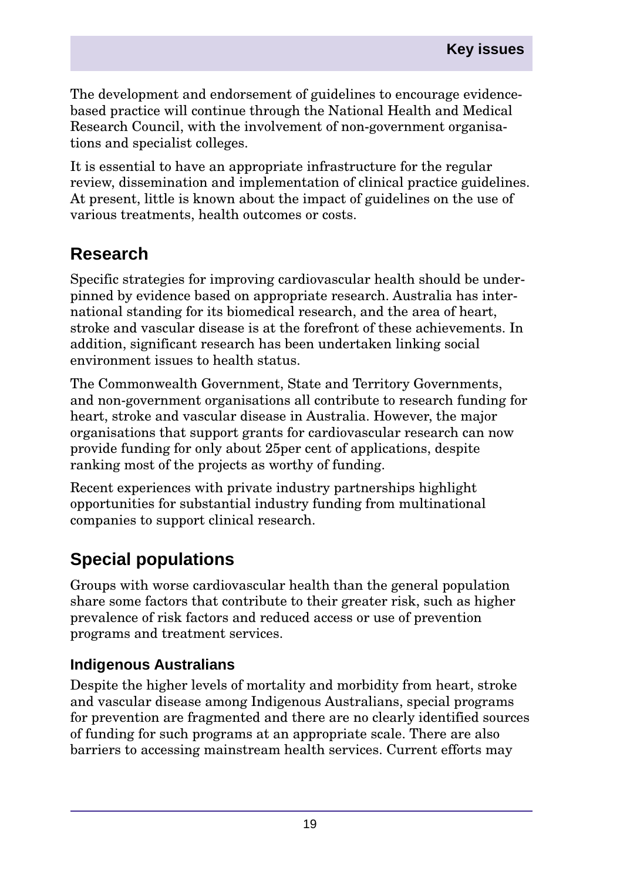The development and endorsement of guidelines to encourage evidence-based practice will continue through the National Health and Medical Research Council, with the involvement of non-government organisations and specialist colleges.

It is essential to have an appropriate infrastructure for the regular review, dissemination and implementation of clinical practice guidelines. At present, little is known about the impact of guidelines on the use of various treatments, health outcomes or costs.

## Research

Specific strategies for improving cardiovascular health should be underpinned by evidence based on appropriate research. Australia has international standing for its biomedical research, and the area of heart, stroke and vascular disease is at the forefront of these achievements. In addition, significant research has been undertaken linking social environment issues to health status.

The Commonwealth Government, State and Territory Governments, and non-government organisations all contribute to research funding for heart, stroke and vascular disease in Australia. However, the major organisations that support grants for cardiovascular research can now provide funding for only about 25per cent of applications, despite ranking most of the projects as worthy of funding.

Recent experiences with private industry partnerships highlight opportunities for substantial industry funding from multinational companies to support clinical research.

## Special populations

Groups with worse cardiovascular health than the general population share some factors that contribute to their greater risk, such as higher prevalence of risk factors and reduced access or use of prevention programs and treatment services.

### Indigenous Australians

Despite the higher levels of mortality and morbidity from heart, stroke and vascular disease among Indigenous Australians, special programs for prevention are fragmented and there are no clearly identified sources of funding for such programs at an appropriate scale. There are also barriers to accessing mainstream health services. Current efforts may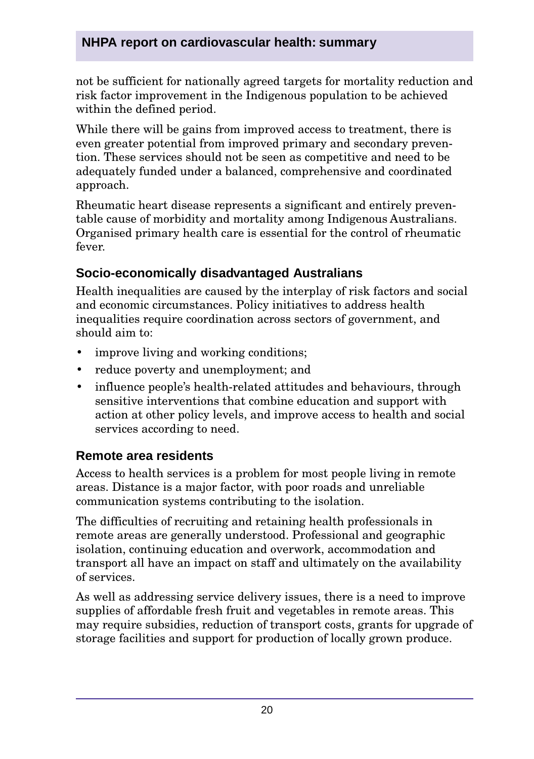not be sufficient for nationally agreed targets for mortality reduction and risk factor improvement in the Indigenous population to be achieved within the defined period.

While there will be gains from improved access to treatment, there is even greater potential from improved primary and secondary prevention. These services should not be seen as competitive and need to be adequately funded under a balanced, comprehensive and coordinated approach.

Rheumatic heart disease represents a significant and entirely preventable cause of morbidity and mortality among Indigenous Australians. Organised primary health care is essential for the control of rheumatic fever.

### Socio-economically disadvantaged Australians

Health inequalities are caused by the interplay of risk factors and social and economic circumstances. Policy initiatives to address health inequalities require coordination across sectors of government, and should aim to:

- improve living and working conditions;
- reduce poverty and unemployment; and
- influence people's health-related attitudes and behaviours, through sensitive interventions that combine education and support with action at other policy levels, and improve access to health and social services according to need.

### Remote area residents

Access to health services is a problem for most people living in remote areas. Distance is a major factor, with poor roads and unreliable communication systems contributing to the isolation.

The difficulties of recruiting and retaining health professionals in remote areas are generally understood. Professional and geographic isolation, continuing education and overwork, accommodation and transport all have an impact on staff and ultimately on the availability of services.

As well as addressing service delivery issues, there is a need to improve supplies of affordable fresh fruit and vegetables in remote areas. This may require subsidies, reduction of transport costs, grants for upgrade of storage facilities and support for production of locally grown produce.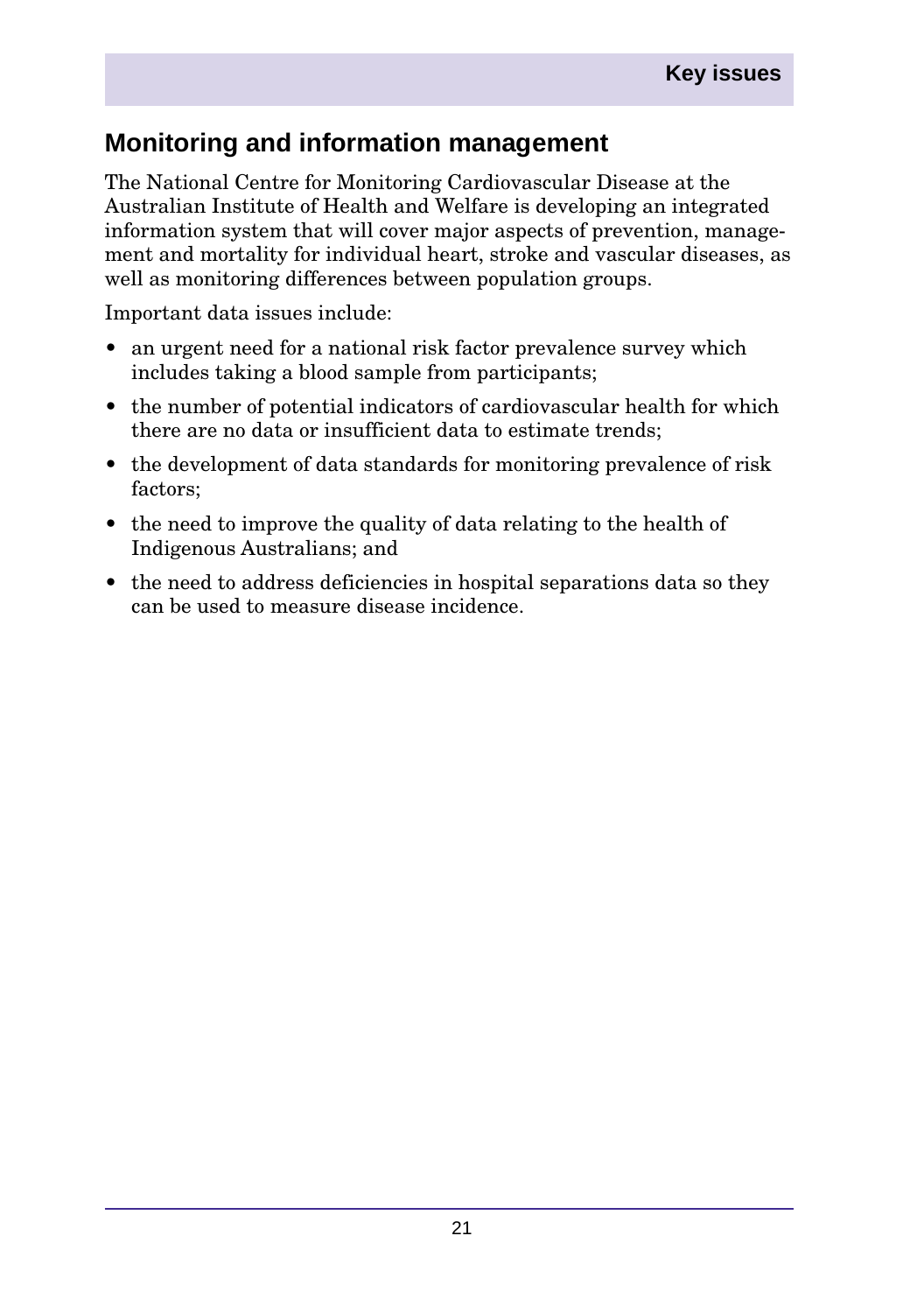## Monitoring and information management

The National Centre for Monitoring Cardiovascular Disease at the Australian Institute of Health and Welfare is developing an integrated information system that will cover major aspects of prevention, management and mortality for individual heart, stroke and vascular diseases, as well as monitoring differences between population groups.

Important data issues include:

- an urgent need for a national risk factor prevalence survey which includes taking a blood sample from participants;
- the number of potential indicators of cardiovascular health for which there are no data or insufficient data to estimate trends;
- the development of data standards for monitoring prevalence of risk factors;
- the need to improve the quality of data relating to the health of Indigenous Australians; and
- the need to address deficiencies in hospital separations data so they can be used to measure disease incidence.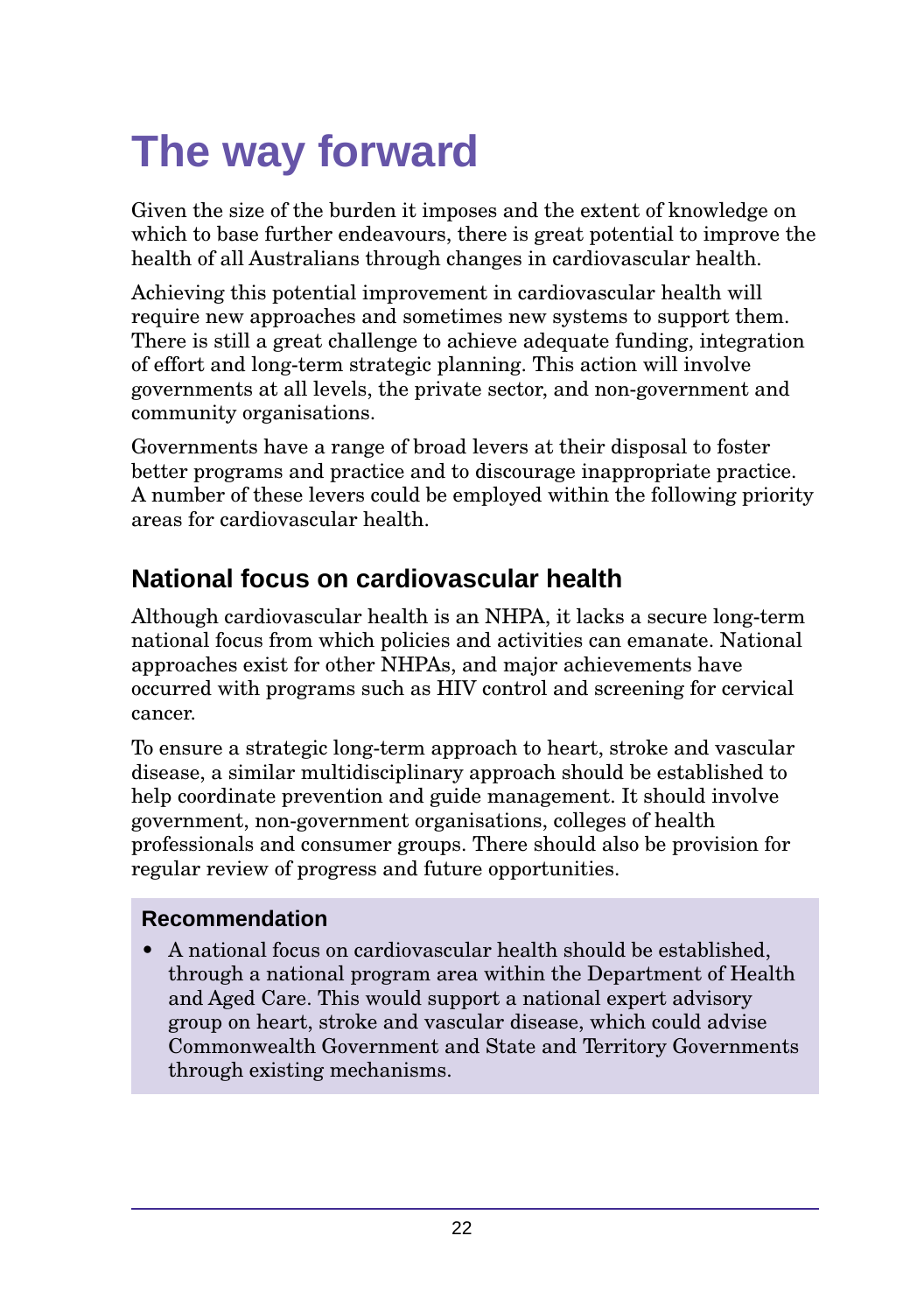# The way forward

Given the size of the burden it imposes and the extent of knowledge on which to base further endeavours, there is great potential to improve the health of all Australians through changes in cardiovascular health.

Achieving this potential improvement in cardiovascular health will require new approaches and sometimes new systems to support them. There is still a great challenge to achieve adequate funding, integration of effort and long-term strategic planning. This action will involve governments at all levels, the private sector, and non-government and community organisations.

Governments have a range of broad levers at their disposal to foster better programs and practice and to discourage inappropriate practice. A number of these levers could be employed within the following priority areas for cardiovascular health.

## National focus on cardiovascular health

Although cardiovascular health is an NHPA, it lacks a secure long-term national focus from which policies and activities can emanate. National approaches exist for other NHPAs, and major achievements have occurred with programs such as HIV control and screening for cervical cancer.

To ensure a strategic long-term approach to heart, stroke and vascular disease, a similar multidisciplinary approach should be established to help coordinate prevention and guide management. It should involve government, non-government organisations, colleges of health professionals and consumer groups. There should also be provision for regular review of progress and future opportunities.

### Recommendation

- A national focus on cardiovascular health should be established, through a national program area within the Department of Health and Aged Care. This would support a national expert advisory group on heart, stroke and vascular disease, which could advise Commonwealth Government and State and Territory Governments through existing mechanisms.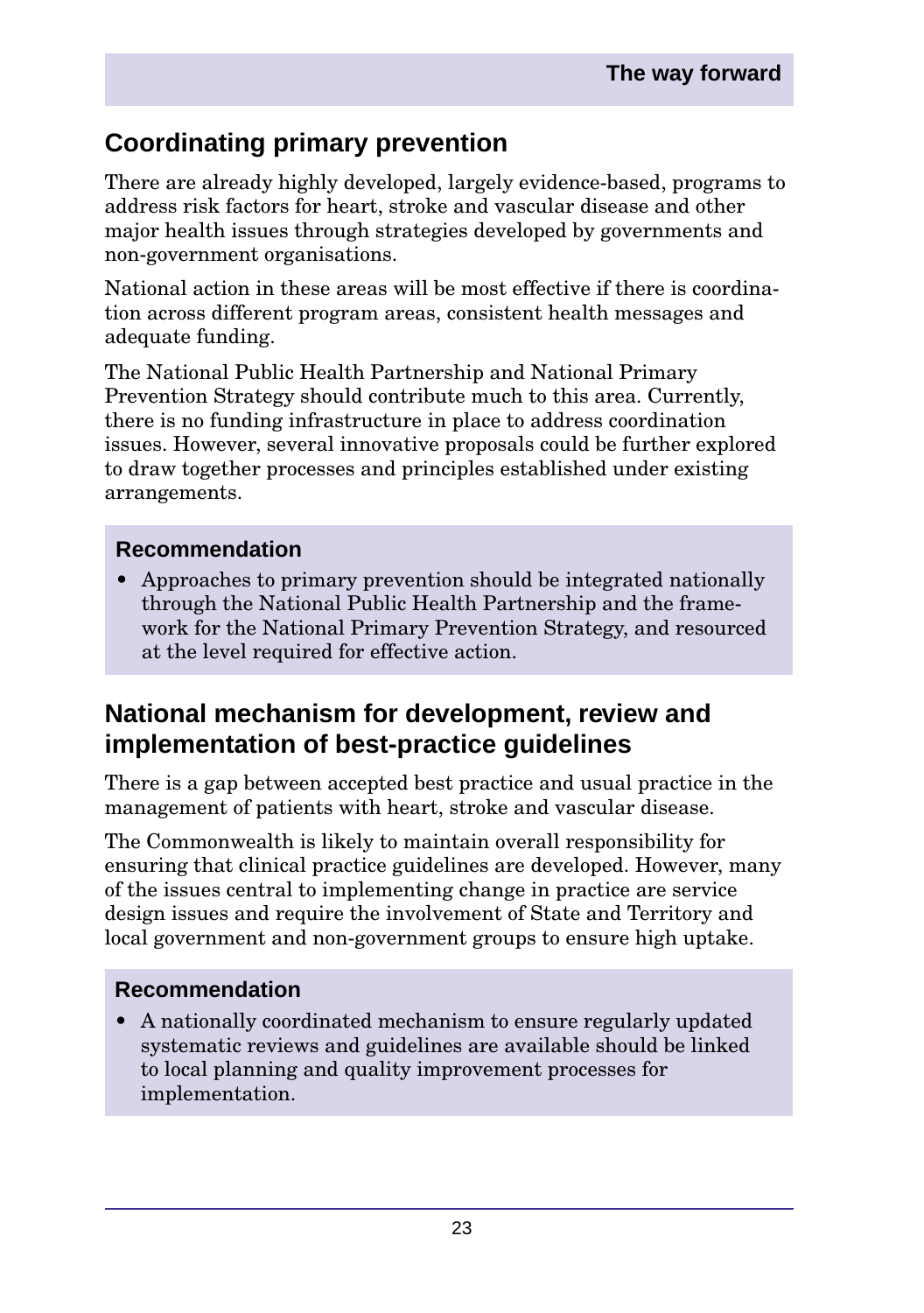## Coordinating primary prevention

There are already highly developed, largely evidence-based, programs to address risk factors for heart, stroke and vascular disease and other major health issues through strategies developed by governments and non-government organisations.

National action in these areas will be most effective if there is coordination across different program areas, consistent health messages and adequate funding.

The National Public Health Partnership and National Primary Prevention Strategy should contribute much to this area. Currently, there is no funding infrastructure in place to address coordination issues. However, several innovative proposals could be further explored to draw together processes and principles established under existing arrangements.

**Recommendation**

- Approaches to primary prevention should be integrated nationally through the National Public Health Partnership and the framework for the National Primary Prevention Strategy, and resourced at the level required for effective action.

## National mechanism for development, review and implementation of best-practice guidelines

There is a gap between accepted best practice and usual practice in the management of patients with heart, stroke and vascular disease.

The Commonwealth is likely to maintain overall responsibility for ensuring that clinical practice guidelines are developed. However, many of the issues central to implementing change in practice are service design issues and require the involvement of State and Territory and local government and non-government groups to ensure high uptake.

**Recommendation**

- A nationally coordinated mechanism to ensure regularly updated systematic reviews and guidelines are available should be linked to local planning and quality improvement processes for implementation.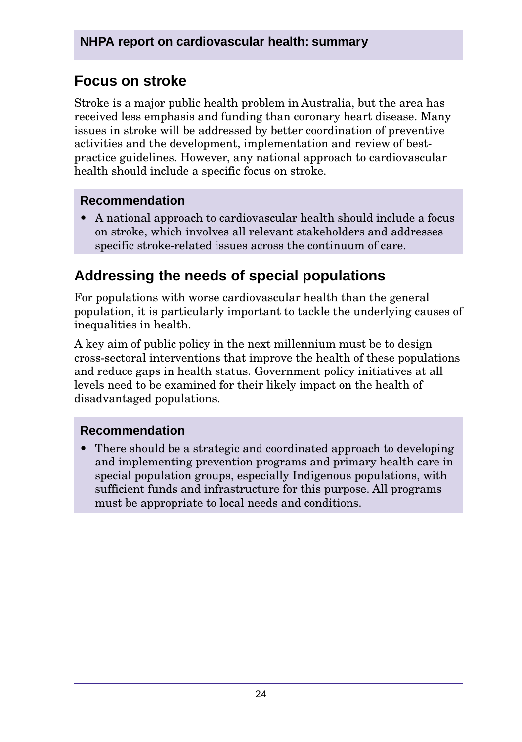## Focus on stroke

Stroke is a major public health problem in Australia, but the area has received less emphasis and funding than coronary heart disease. Many issues in stroke will be addressed by better coordination of preventive activities and the development, implementation and review of best-practice guidelines. However, any national approach to cardiovascular health should include a specific focus on stroke.

### Recommendation

- A national approach to cardiovascular health should include a focus on stroke, which involves all relevant stakeholders and addresses specific stroke-related issues across the continuum of care.

## Addressing the needs of special populations

For populations with worse cardiovascular health than the general population, it is particularly important to tackle the underlying causes of inequalities in health.

A key aim of public policy in the next millennium must be to design cross-sectoral interventions that improve the health of these populations and reduce gaps in health status. Government policy initiatives at all levels need to be examined for their likely impact on the health of disadvantaged populations.

### Recommendation

- There should be a strategic and coordinated approach to developing and implementing prevention programs and primary health care in special population groups, especially Indigenous populations, with sufficient funds and infrastructure for this purpose. All programs must be appropriate to local needs and conditions.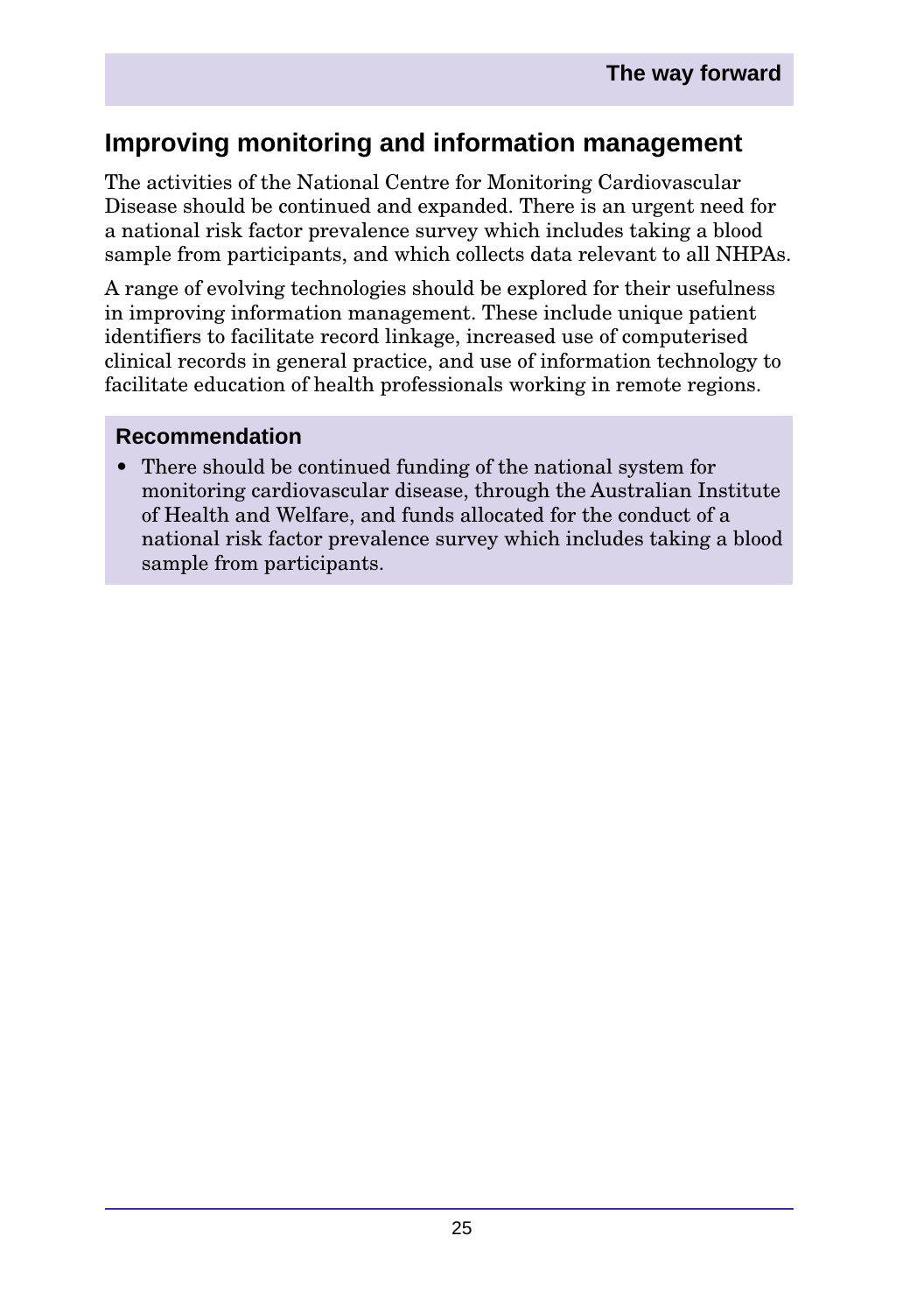## Improving monitoring and information management

The activities of the National Centre for Monitoring Cardiovascular Disease should be continued and expanded. There is an urgent need for a national risk factor prevalence survey which includes taking a blood sample from participants, and which collects data relevant to all NHPAs.

A range of evolving technologies should be explored for their usefulness in improving information management. These include unique patient identifiers to facilitate record linkage, increased use of computerised clinical records in general practice, and use of information technology to facilitate education of health professionals working in remote regions.

### Recommendation

- There should be continued funding of the national system for monitoring cardiovascular disease, through the Australian Institute of Health and Welfare, and funds allocated for the conduct of a national risk factor prevalence survey which includes taking a blood sample from participants.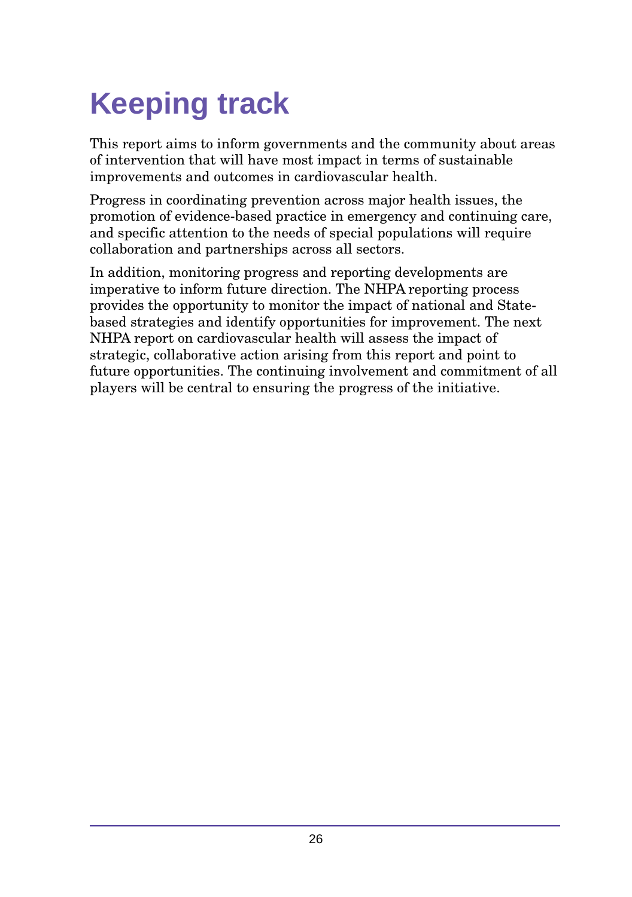# Keeping track

This report aims to inform governments and the community about areas of intervention that will have most impact in terms of sustainable improvements and outcomes in cardiovascular health.

Progress in coordinating prevention across major health issues, the promotion of evidence-based practice in emergency and continuing care, and specific attention to the needs of special populations will require collaboration and partnerships across all sectors.

In addition, monitoring progress and reporting developments are imperative to inform future direction. The NHPA reporting process provides the opportunity to monitor the impact of national and State-based strategies and identify opportunities for improvement. The next NHPA report on cardiovascular health will assess the impact of strategic, collaborative action arising from this report and point to future opportunities. The continuing involvement and commitment of all players will be central to ensuring the progress of the initiative.